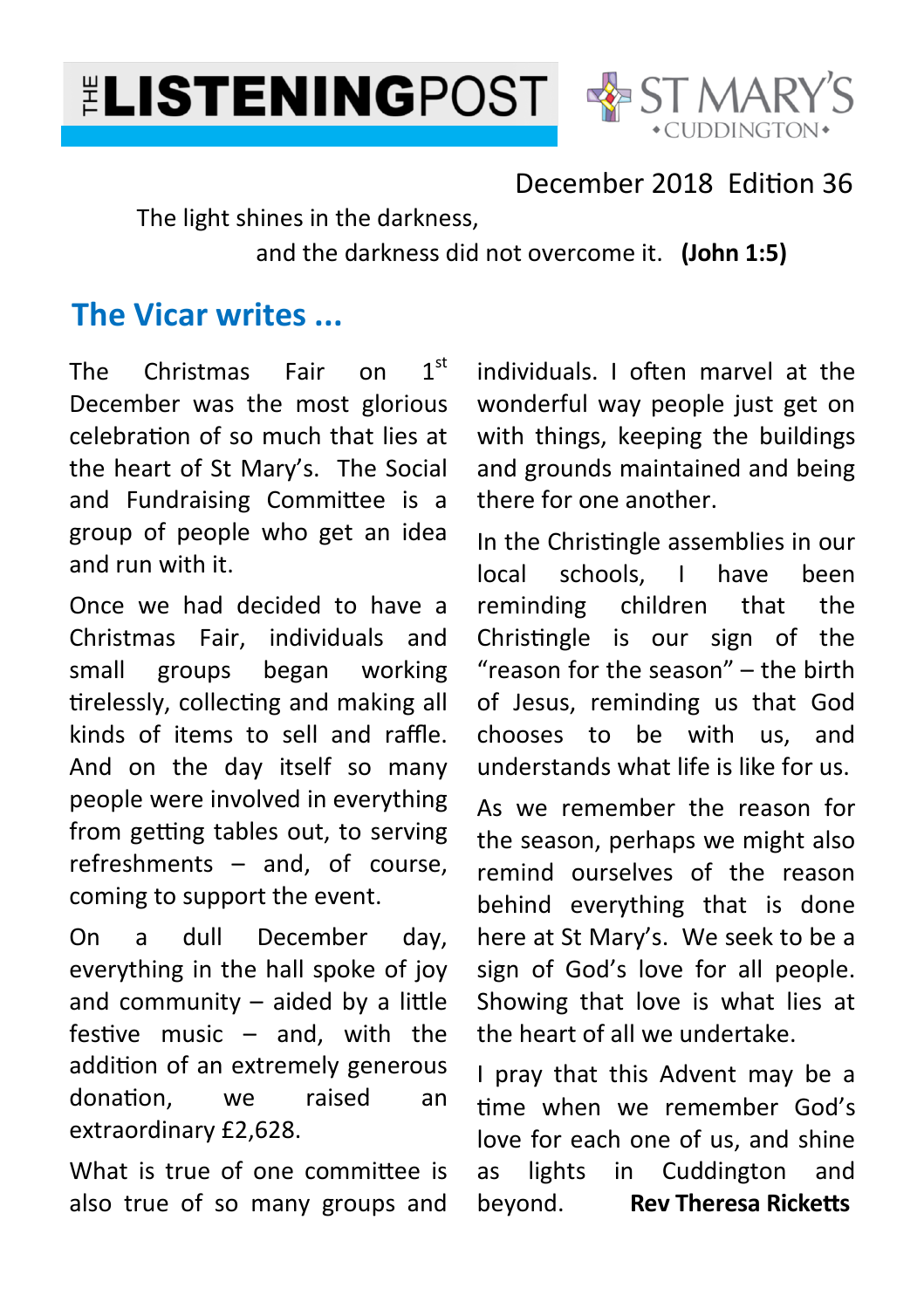# THE LISTENINGPOST

ST MARY'S
CUDDINGTON

December 2018 Edition 36

The light shines in the darkness,
and the darkness did not overcome it. **(John 1:5)**

## The Vicar writes ...

The Christmas Fair on 1st December was the most glorious celebration of so much that lies at the heart of St Mary's. The Social and Fundraising Committee is a group of people who get an idea and run with it.

Once we had decided to have a Christmas Fair, individuals and small groups began working tirelessly, collecting and making all kinds of items to sell and raffle. And on the day itself so many people were involved in everything from getting tables out, to serving refreshments – and, of course, coming to support the event.

On a dull December day, everything in the hall spoke of joy and community – aided by a little festive music – and, with the addition of an extremely generous donation, we raised an extraordinary £2,628.

What is true of one committee is also true of so many groups and individuals. I often marvel at the wonderful way people just get on with things, keeping the buildings and grounds maintained and being there for one another.

In the Christingle assemblies in our local schools, I have been reminding children that the Christingle is our sign of the "reason for the season" – the birth of Jesus, reminding us that God chooses to be with us, and understands what life is like for us.

As we remember the reason for the season, perhaps we might also remind ourselves of the reason behind everything that is done here at St Mary's. We seek to be a sign of God's love for all people. Showing that love is what lies at the heart of all we undertake.

I pray that this Advent may be a time when we remember God's love for each one of us, and shine as lights in Cuddington and beyond. **Rev Theresa Ricketts**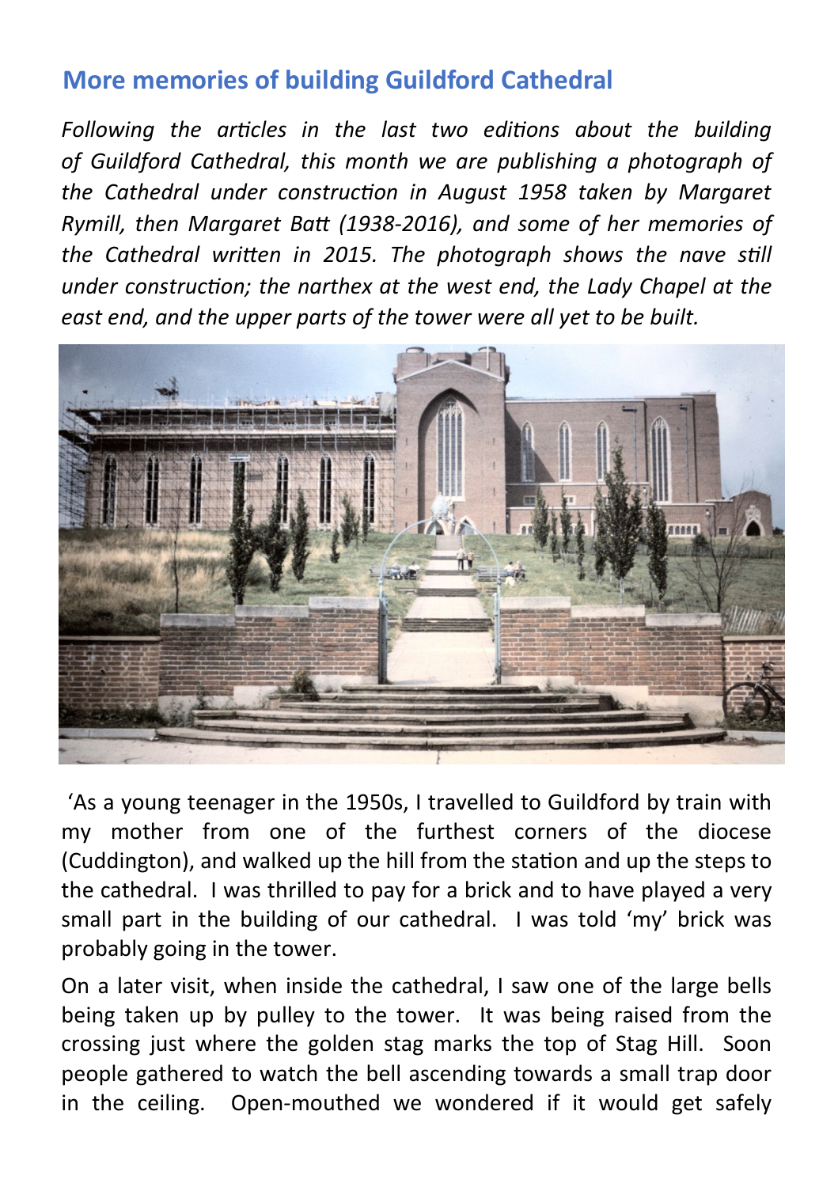## More memories of building Guildford Cathedral

*Following the articles in the last two editions about the building of Guildford Cathedral, this month we are publishing a photograph of the Cathedral under construction in August 1958 taken by Margaret Rymill, then Margaret Batt (1938-2016), and some of her memories of the Cathedral written in 2015. The photograph shows the nave still under construction; the narthex at the west end, the Lady Chapel at the east end, and the upper parts of the tower were all yet to be built.*

'As a young teenager in the 1950s, I travelled to Guildford by train with my mother from one of the furthest corners of the diocese (Cuddington), and walked up the hill from the station and up the steps to the cathedral. I was thrilled to pay for a brick and to have played a very small part in the building of our cathedral. I was told 'my' brick was probably going in the tower.

On a later visit, when inside the cathedral, I saw one of the large bells being taken up by pulley to the tower. It was being raised from the crossing just where the golden stag marks the top of Stag Hill. Soon people gathered to watch the bell ascending towards a small trap door in the ceiling. Open-mouthed we wondered if it would get safely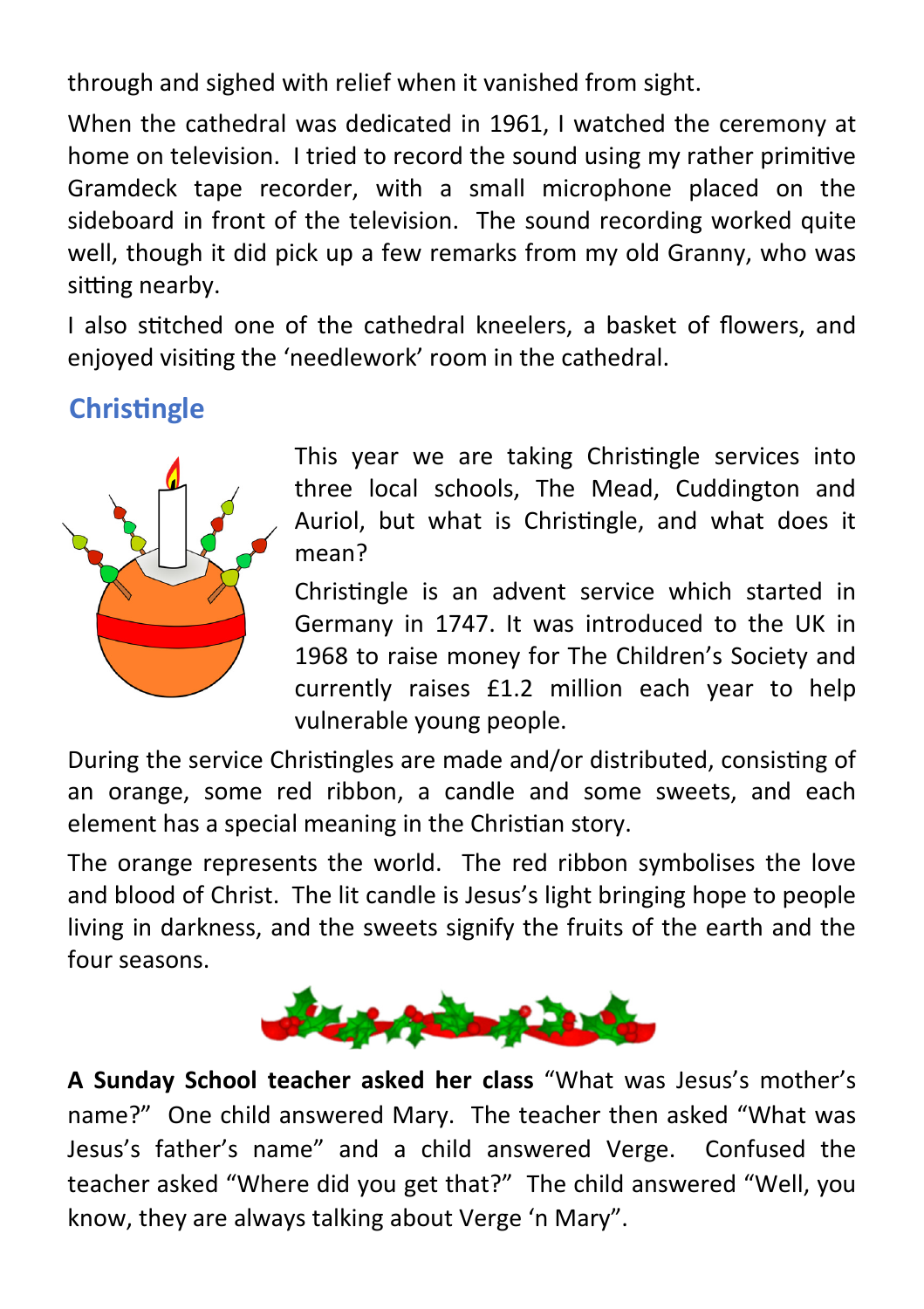through and sighed with relief when it vanished from sight.

When the cathedral was dedicated in 1961, I watched the ceremony at home on television. I tried to record the sound using my rather primitive Gramdeck tape recorder, with a small microphone placed on the sideboard in front of the television. The sound recording worked quite well, though it did pick up a few remarks from my old Granny, who was sitting nearby.

I also stitched one of the cathedral kneelers, a basket of flowers, and enjoyed visiting the 'needlework' room in the cathedral.

## Christingle

This year we are taking Christingle services into three local schools, The Mead, Cuddington and Auriol, but what is Christingle, and what does it mean?

Christingle is an advent service which started in Germany in 1747. It was introduced to the UK in 1968 to raise money for The Children's Society and currently raises £1.2 million each year to help vulnerable young people.

During the service Christingles are made and/or distributed, consisting of an orange, some red ribbon, a candle and some sweets, and each element has a special meaning in the Christian story.

The orange represents the world. The red ribbon symbolises the love and blood of Christ. The lit candle is Jesus's light bringing hope to people living in darkness, and the sweets signify the fruits of the earth and the four seasons.

**A Sunday School teacher asked her class** "What was Jesus's mother's name?" One child answered Mary. The teacher then asked "What was Jesus's father's name" and a child answered Verge. Confused the teacher asked "Where did you get that?" The child answered "Well, you know, they are always talking about Verge 'n Mary".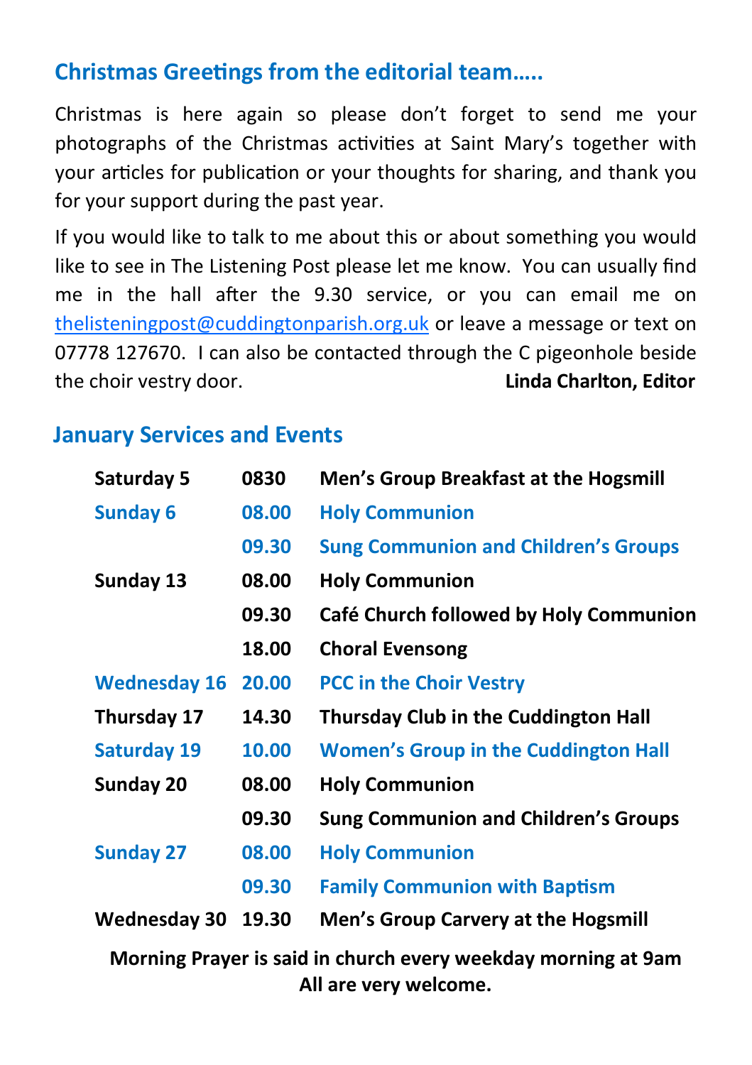## Christmas Greetings from the editorial team…..

Christmas is here again so please don't forget to send me your photographs of the Christmas activities at Saint Mary's together with your articles for publication or your thoughts for sharing, and thank you for your support during the past year.

If you would like to talk to me about this or about something you would like to see in The Listening Post please let me know. You can usually find me in the hall after the 9.30 service, or you can email me on thelisteningpost@cuddingtonparish.org.uk or leave a message or text on 07778 127670. I can also be contacted through the C pigeonhole beside the choir vestry door.

**Linda Charlton, Editor**

## January Services and Events

| | | |
|---|---|---|
| **Saturday 5** | **0830** | **Men's Group Breakfast at the Hogsmill** |
| **Sunday 6** | **08.00** | **Holy Communion** |
| | **09.30** | **Sung Communion and Children's Groups** |
| **Sunday 13** | **08.00** | **Holy Communion** |
| | **09.30** | **Café Church followed by Holy Communion** |
| | **18.00** | **Choral Evensong** |
| **Wednesday 16** | **20.00** | **PCC in the Choir Vestry** |
| **Thursday 17** | **14.30** | **Thursday Club in the Cuddington Hall** |
| **Saturday 19** | **10.00** | **Women's Group in the Cuddington Hall** |
| **Sunday 20** | **08.00** | **Holy Communion** |
| | **09.30** | **Sung Communion and Children's Groups** |
| **Sunday 27** | **08.00** | **Holy Communion** |
| | **09.30** | **Family Communion with Baptism** |
| **Wednesday 30** | **19.30** | **Men's Group Carvery at the Hogsmill** |

**Morning Prayer is said in church every weekday morning at 9am**
**All are very welcome.**